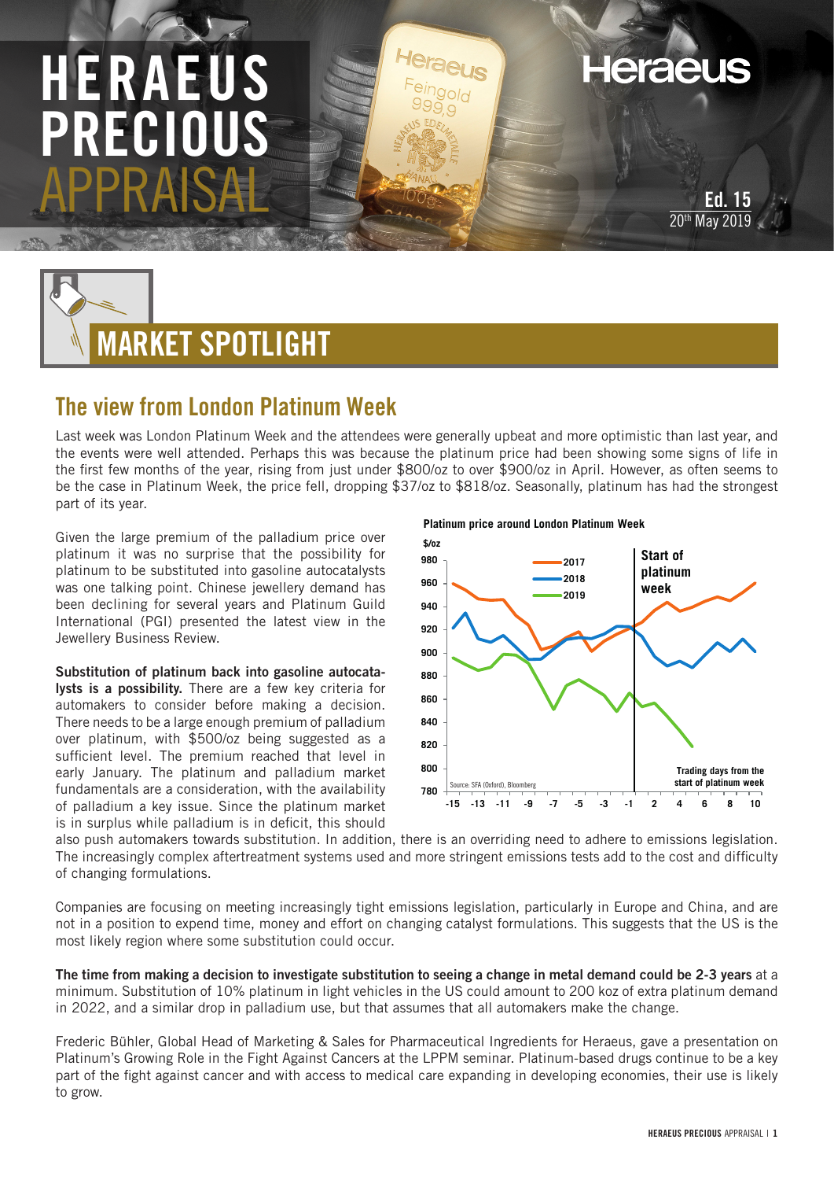# HERAEUS PRECIOUS APPRAISAL

Ed. 15
20th May 2019

## MARKET SPOTLIGHT

### The view from London Platinum Week

Last week was London Platinum Week and the attendees were generally upbeat and more optimistic than last year, and the events were well attended. Perhaps this was because the platinum price had been showing some signs of life in the first few months of the year, rising from just under $800/oz to over $900/oz in April. However, as often seems to be the case in Platinum Week, the price fell, dropping $37/oz to $818/oz. Seasonally, platinum has had the strongest part of its year.

Given the large premium of the palladium price over platinum it was no surprise that the possibility for platinum to be substituted into gasoline autocatalysts was one talking point. Chinese jewellery demand has been declining for several years and Platinum Guild International (PGI) presented the latest view in the Jewellery Business Review.

**Platinum price around London Platinum Week**

$/oz; series: 2017, 2018, 2019; Start of platinum week; Trading days from the start of platinum week. Source: SFA (Oxford), Bloomberg

**Substitution of platinum back into gasoline autocatalysts is a possibility.** There are a few key criteria for automakers to consider before making a decision. There needs to be a large enough premium of palladium over platinum, with $500/oz being suggested as a sufficient level. The premium reached that level in early January. The platinum and palladium market fundamentals are a consideration, with the availability of palladium a key issue. Since the platinum market is in surplus while palladium is in deficit, this should also push automakers towards substitution. In addition, there is an overriding need to adhere to emissions legislation. The increasingly complex aftertreatment systems used and more stringent emissions tests add to the cost and difficulty of changing formulations.

Companies are focusing on meeting increasingly tight emissions legislation, particularly in Europe and China, and are not in a position to expend time, money and effort on changing catalyst formulations. This suggests that the US is the most likely region where some substitution could occur.

**The time from making a decision to investigate substitution to seeing a change in metal demand could be 2-3 years** at a minimum. Substitution of 10% platinum in light vehicles in the US could amount to 200 koz of extra platinum demand in 2022, and a similar drop in palladium use, but that assumes that all automakers make the change.

Frederic Bühler, Global Head of Marketing & Sales for Pharmaceutical Ingredients for Heraeus, gave a presentation on Platinum's Growing Role in the Fight Against Cancers at the LPPM seminar. Platinum-based drugs continue to be a key part of the fight against cancer and with access to medical care expanding in developing economies, their use is likely to grow.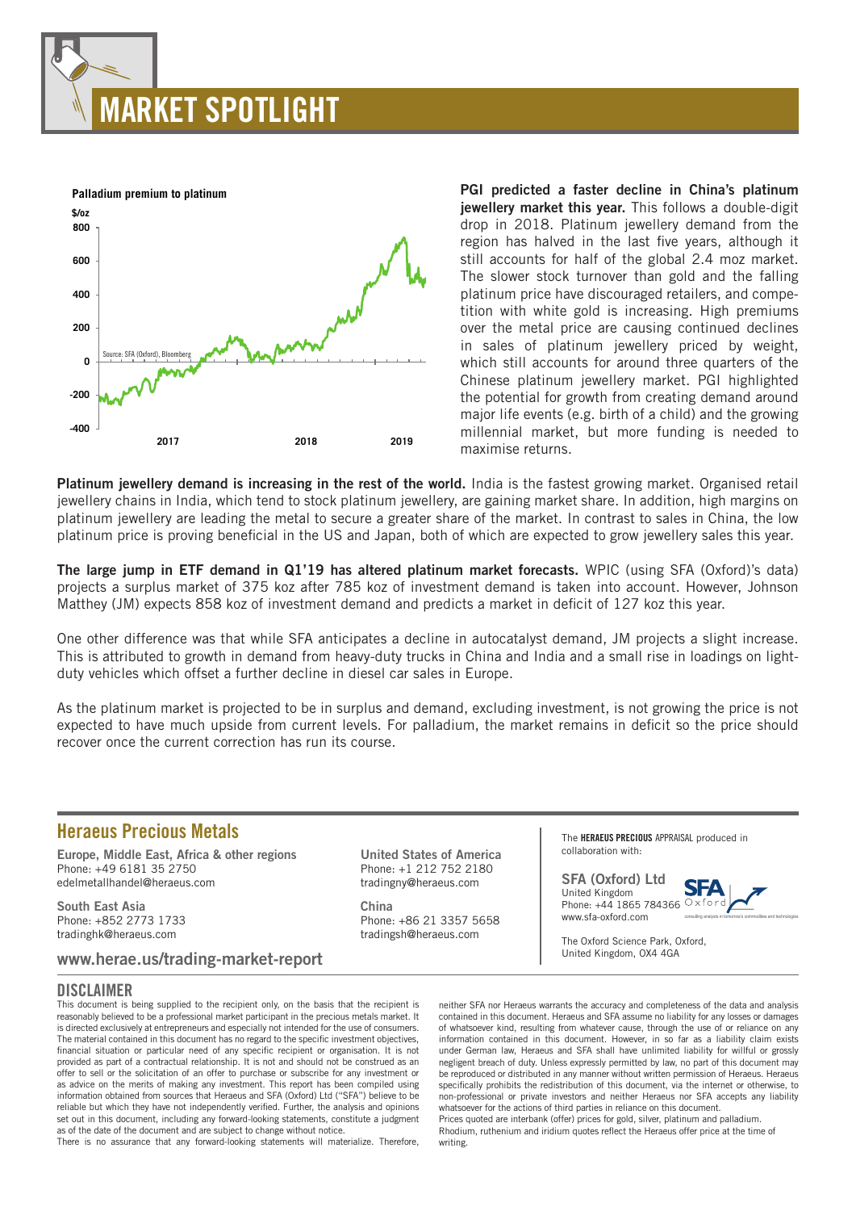# MARKET SPOTLIGHT

Palladium premium to platinum

$/oz

800

600

400

200

0

-200

-400

2017

2018

2019

Source: SFA (Oxford), Bloomberg

**PGI predicted a faster decline in China's platinum jewellery market this year.** This follows a double-digit drop in 2018. Platinum jewellery demand from the region has halved in the last five years, although it still accounts for half of the global 2.4 moz market. The slower stock turnover than gold and the falling platinum price have discouraged retailers, and competition with white gold is increasing. High premiums over the metal price are causing continued declines in sales of platinum jewellery priced by weight, which still accounts for around three quarters of the Chinese platinum jewellery market. PGI highlighted the potential for growth from creating demand around major life events (e.g. birth of a child) and the growing millennial market, but more funding is needed to maximise returns.

**Platinum jewellery demand is increasing in the rest of the world.** India is the fastest growing market. Organised retail jewellery chains in India, which tend to stock platinum jewellery, are gaining market share. In addition, high margins on platinum jewellery are leading the metal to secure a greater share of the market. In contrast to sales in China, the low platinum price is proving beneficial in the US and Japan, both of which are expected to grow jewellery sales this year.

**The large jump in ETF demand in Q1'19 has altered platinum market forecasts.** WPIC (using SFA (Oxford)'s data) projects a surplus market of 375 koz after 785 koz of investment demand is taken into account. However, Johnson Matthey (JM) expects 858 koz of investment demand and predicts a market in deficit of 127 koz this year.

One other difference was that while SFA anticipates a decline in autocatalyst demand, JM projects a slight increase. This is attributed to growth in demand from heavy-duty trucks in China and India and a small rise in loadings on light-duty vehicles which offset a further decline in diesel car sales in Europe.

As the platinum market is projected to be in surplus and demand, excluding investment, is not growing the price is not expected to have much upside from current levels. For palladium, the market remains in deficit so the price should recover once the current correction has run its course.

## Heraeus Precious Metals

**Europe, Middle East, Africa & other regions**
Phone: +49 6181 35 2750
edelmetallhandel@heraeus.com

**South East Asia**
Phone: +852 2773 1733
tradinghk@heraeus.com

**United States of America**
Phone: +1 212 752 2180
tradingny@heraeus.com

**China**
Phone: +86 21 3357 5658
tradingsh@heraeus.com

**www.herae.us/trading-market-report**

The **HERAEUS PRECIOUS** APPRAISAL produced in collaboration with:

**SFA (Oxford) Ltd**
United Kingdom
Phone: +44 1865 784366
www.sfa-oxford.com

The Oxford Science Park, Oxford,
United Kingdom, OX4 4GA

## DISCLAIMER

This document is being supplied to the recipient only, on the basis that the recipient is reasonably believed to be a professional market participant in the precious metals market. It is directed exclusively at entrepreneurs and especially not intended for the use of consumers. The material contained in this document has no regard to the specific investment objectives, financial situation or particular need of any specific recipient or organisation. It is not provided as part of a contractual relationship. It is not and should not be construed as an offer to sell or the solicitation of an offer to purchase or subscribe for any investment or as advice on the merits of making any investment. This report has been compiled using information obtained from sources that Heraeus and SFA (Oxford) Ltd ("SFA") believe to be reliable but which they have not independently verified. Further, the analysis and opinions set out in this document, including any forward-looking statements, constitute a judgment as of the date of the document and are subject to change without notice.
There is no assurance that any forward-looking statements will materialize. Therefore, neither SFA nor Heraeus warrants the accuracy and completeness of the data and analysis contained in this document. Heraeus and SFA assume no liability for any losses or damages of whatsoever kind, resulting from whatever cause, through the use of or reliance on any information contained in this document. However, in so far as a liability claim exists under German law, Heraeus and SFA shall have unlimited liability for willful or grossly negligent breach of duty. Unless expressly permitted by law, no part of this document may be reproduced or distributed in any manner without written permission of Heraeus. Heraeus specifically prohibits the redistribution of this document, via the internet or otherwise, to non-professional or private investors and neither Heraeus nor SFA accepts any liability whatsoever for the actions of third parties in reliance on this document.
Prices quoted are interbank (offer) prices for gold, silver, platinum and palladium.
Rhodium, ruthenium and iridium quotes reflect the Heraeus offer price at the time of writing.